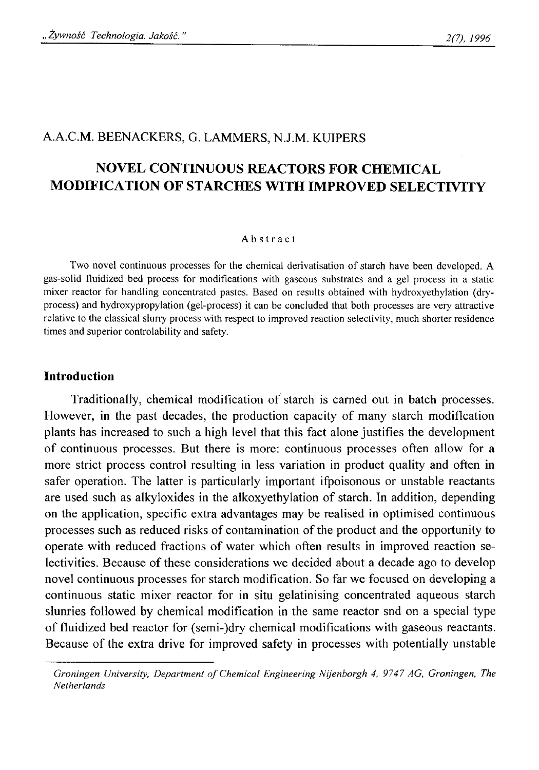A.A.C.M. BEENACKERS, G. LAMMERS, N.J.M. KUIPERS

# NOVEL CONTINUOUS REACTORS FOR CHEMICAL MODIFICATION OF STARCHES WITH IMPROVED SELECTIVITY

### Abstract

Two novel continuous processes for the chemical derivatisation of starch have been developed. A gas-solid fluidized bed process for modifications with gaseous substrates and a gel process in a static mixer reactor for handling concentrated pastes. Based on results obtained with hydroxyethylation (dry-process) and hydroxypropylation (gel-process) it can be concluded that both processes are very attractive relative to the classical slurry process with respect to improved reaction selectivity, much shorter residence times and superior controlability and safety.

## Introduction

Traditionally, chemical modification of starch is carned out in batch processes. However, in the past decades, the production capacity of many starch modiflcation plants has increased to such a high level that this fact alone justifies the development of continuous processes. But there is more: continuous processes often allow for a more strict process control resulting in less variation in product quality and often in safer operation. The latter is particularly important ifpoisonous or unstable reactants are used such as alkyloxides in the alkoxyethylation of starch. In addition, depending on the application, specific extra advantages may be realised in optimised continuous processes such as reduced risks of contamination of the product and the opportunity to operate with reduced fractions of water which often results in improved reaction selectivities. Because of these considerations we decided about a decade ago to develop novel continuous processes for starch modification. So far we focused on developing a continuous static mixer reactor for in situ gelatinising concentrated aqueous starch slunries followed by chemical modification in the same reactor snd on a special type of fluidized bed reactor for (semi-)dry chemical modifications with gaseous reactants. Because of the extra drive for improved safety in processes with potentially unstable

*Groningen University, Department of Chemical Engineering Nijenborgh 4, 9747 AG, Groningen, The Netherlands*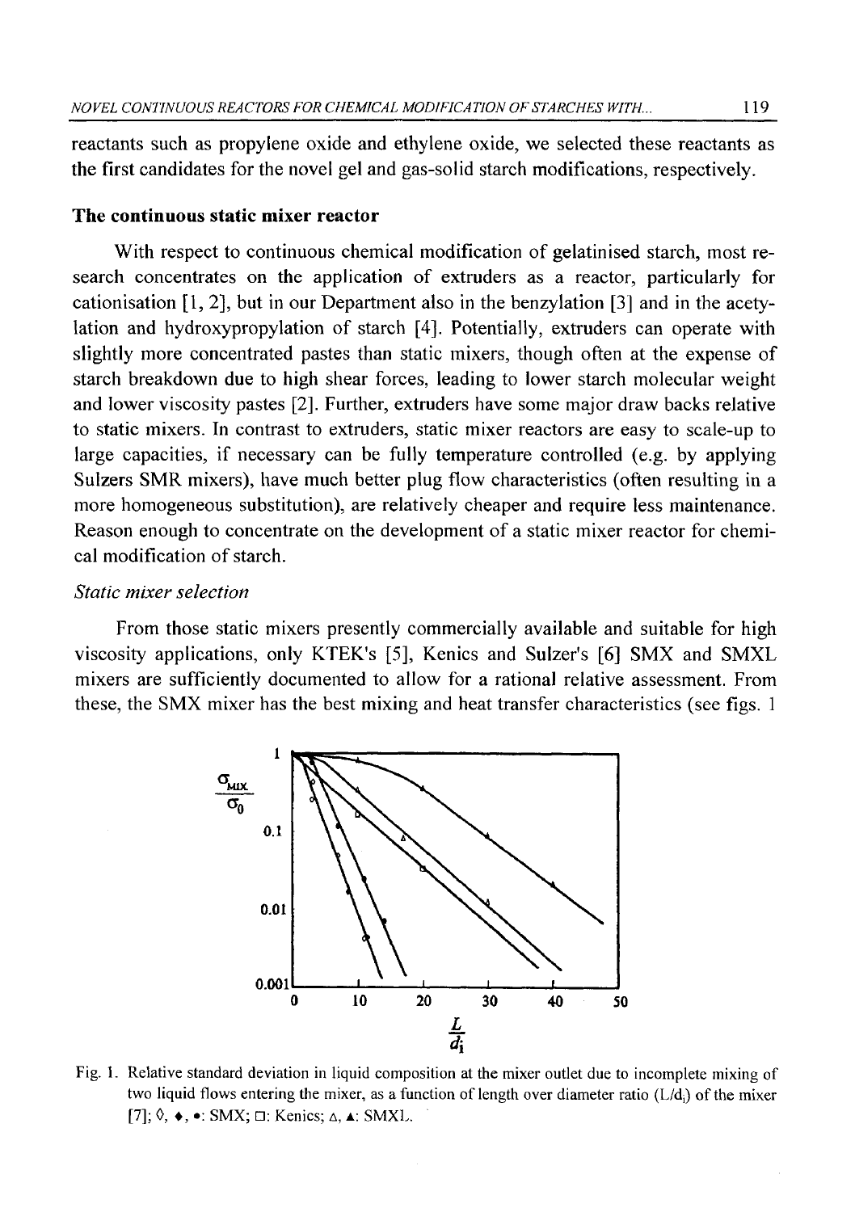reactants such as propylene oxide and ethylene oxide, we selected these reactants as the first candidates for the novel gel and gas-solid starch modifications, respectively.

### The continuous static mixer reactor

With respect to continuous chemical modification of gelatinised starch, most research concentrates on the application of extruders as a reactor, particularly for cationisation [1, 2], but in our Department also in the benzylation [3] and in the acetylation and hydroxypropylation of starch [4]. Potentially, extruders can operate with slightly more concentrated pastes than static mixers, though often at the expense of starch breakdown due to high shear forces, leading to lower starch molecular weight and lower viscosity pastes [2]. Further, extruders have some major draw backs relative to static mixers. In contrast to extruders, static mixer reactors are easy to scale-up to large capacities, if necessary can be fully temperature controlled (e.g. by applying Sulzers SMR mixers), have much better plug flow characteristics (often resulting in a more homogeneous substitution), are relatively cheaper and require less maintenance. Reason enough to concentrate on the development of a static mixer reactor for chemical modification of starch.

#### *Static mixer selection*

From those static mixers presently commercially available and suitable for high viscosity applications, only KTEK's [5], Kenics and Sulzer's [6] SMX and SMXL mixers are sufficiently documented to allow for a rational relative assessment. From these, the SMX mixer has the best mixing and heat transfer characteristics (see figs. 1

Fig. 1. Relative standard deviation in liquid composition at the mixer outlet due to incomplete mixing of two liquid flows entering the mixer, as a function of length over diameter ratio ($L/d_i$) of the mixer [7]; ◊, ♦, •: SMX; □: Kenics; △, ▲: SMXL.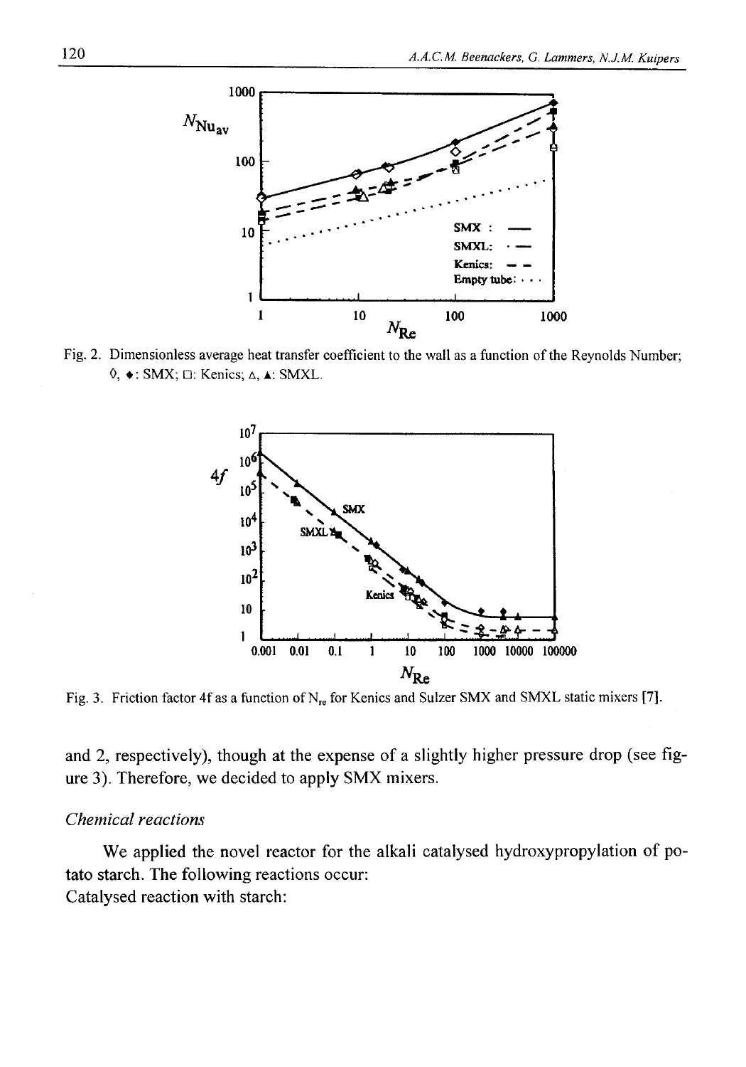Fig. 2. Dimensionless average heat transfer coefficient to the wall as a function of the Reynolds Number; ◊, ♦: SMX; □: Kenics; △, ▲: SMXL.

Fig. 3. Friction factor 4f as a function of $N_{re}$ for Kenics and Sulzer SMX and SMXL static mixers [7].

and 2, respectively), though at the expense of a slightly higher pressure drop (see figure 3). Therefore, we decided to apply SMX mixers.

### *Chemical reactions*

We applied the novel reactor for the alkali catalysed hydroxypropylation of potato starch. The following reactions occur:

Catalysed reaction with starch: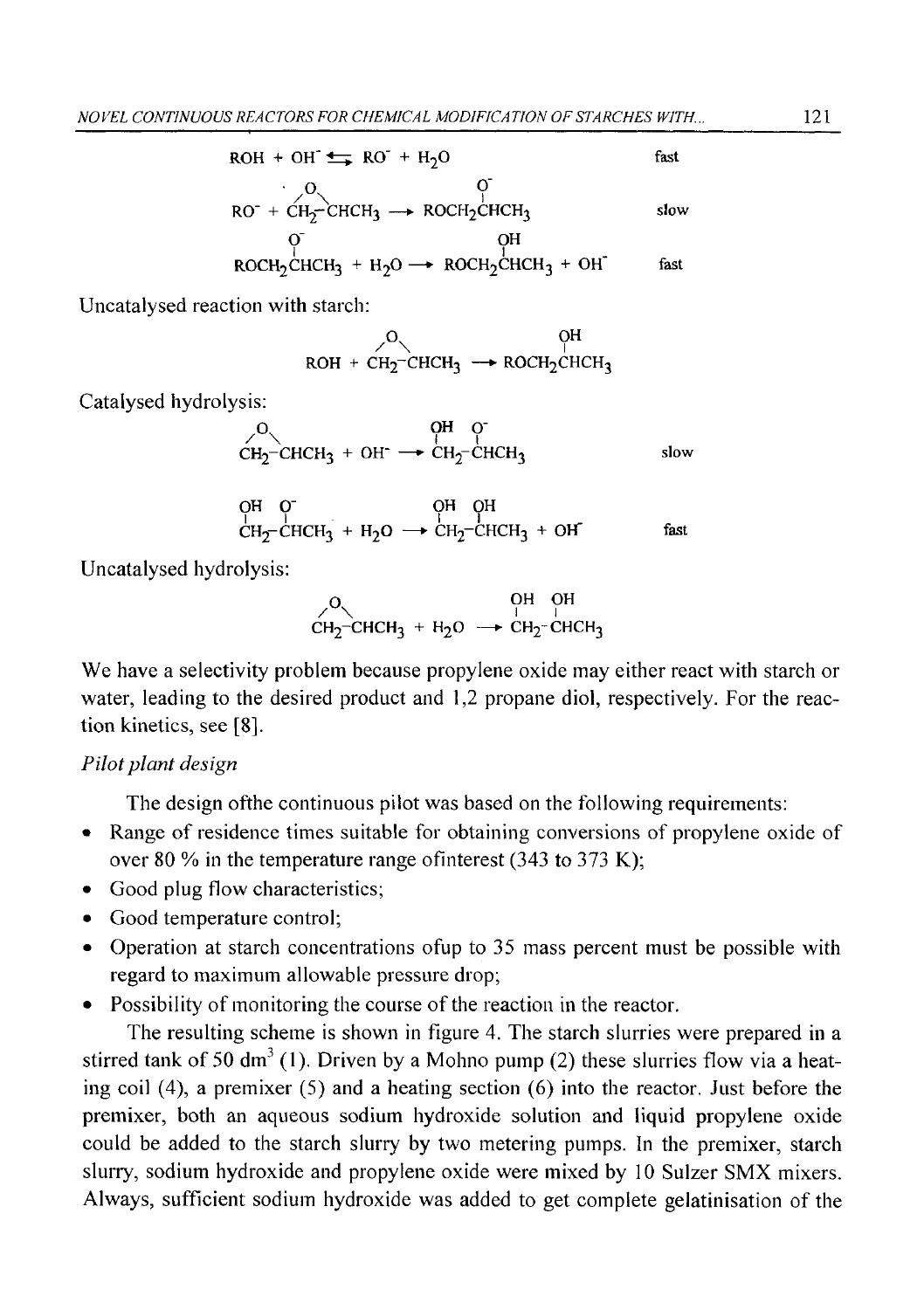$$ROH + OH^- \rightleftharpoons RO^- + H_2O \qquad \text{fast}$$

$$RO^- + \overset{\overset{O}{\frown}}{CH_2{-}CHCH_3} \longrightarrow ROCH_2\overset{\overset{O^-}{|}}{C}HCH_3 \qquad \text{slow}$$

$$ROCH_2\overset{\overset{O^-}{|}}{C}HCH_3 + H_2O \longrightarrow ROCH_2\overset{\overset{OH}{|}}{C}HCH_3 + OH^- \qquad \text{fast}$$

Uncatalysed reaction with starch:

$$ROH + \overset{\overset{O}{\frown}}{CH_2{-}CHCH_3} \longrightarrow ROCH_2\overset{\overset{OH}{|}}{C}HCH_3$$

Catalysed hydrolysis:

$$\overset{\overset{O}{\frown}}{CH_2{-}CHCH_3} + OH^- \longrightarrow \overset{\overset{OH}{|}}{C}H_2{-}\overset{\overset{O^-}{|}}{C}HCH_3 \qquad \text{slow}$$

$$\overset{\overset{OH}{|}}{C}H_2{-}\overset{\overset{O^-}{|}}{C}HCH_3 + H_2O \longrightarrow \overset{\overset{OH}{|}}{C}H_2{-}\overset{\overset{OH}{|}}{C}HCH_3 + OH^- \qquad \text{fast}$$

Uncatalysed hydrolysis:

$$\overset{\overset{O}{\frown}}{CH_2{-}CHCH_3} + H_2O \longrightarrow \overset{\overset{OH}{|}}{C}H_2{-}\overset{\overset{OH}{|}}{C}HCH_3$$

We have a selectivity problem because propylene oxide may either react with starch or water, leading to the desired product and 1,2 propane diol, respectively. For the reaction kinetics, see [8].

*Pilot plant design*

The design ofthe continuous pilot was based on the following requirements:

- Range of residence times suitable for obtaining conversions of propylene oxide of over 80 % in the temperature range ofinterest (343 to 373 K);
- Good plug flow characteristics;
- Good temperature control;
- Operation at starch concentrations ofup to 35 mass percent must be possible with regard to maximum allowable pressure drop;
- Possibility of monitoring the course of the reaction in the reactor.

The resulting scheme is shown in figure 4. The starch slurries were prepared in a stirred tank of 50 $dm^3$ (1). Driven by a Mohno pump (2) these slurries flow via a heating coil (4), a premixer (5) and a heating section (6) into the reactor. Just before the premixer, both an aqueous sodium hydroxide solution and liquid propylene oxide could be added to the starch slurry by two metering pumps. In the premixer, starch slurry, sodium hydroxide and propylene oxide were mixed by 10 Sulzer SMX mixers. Always, sufficient sodium hydroxide was added to get complete gelatinisation of the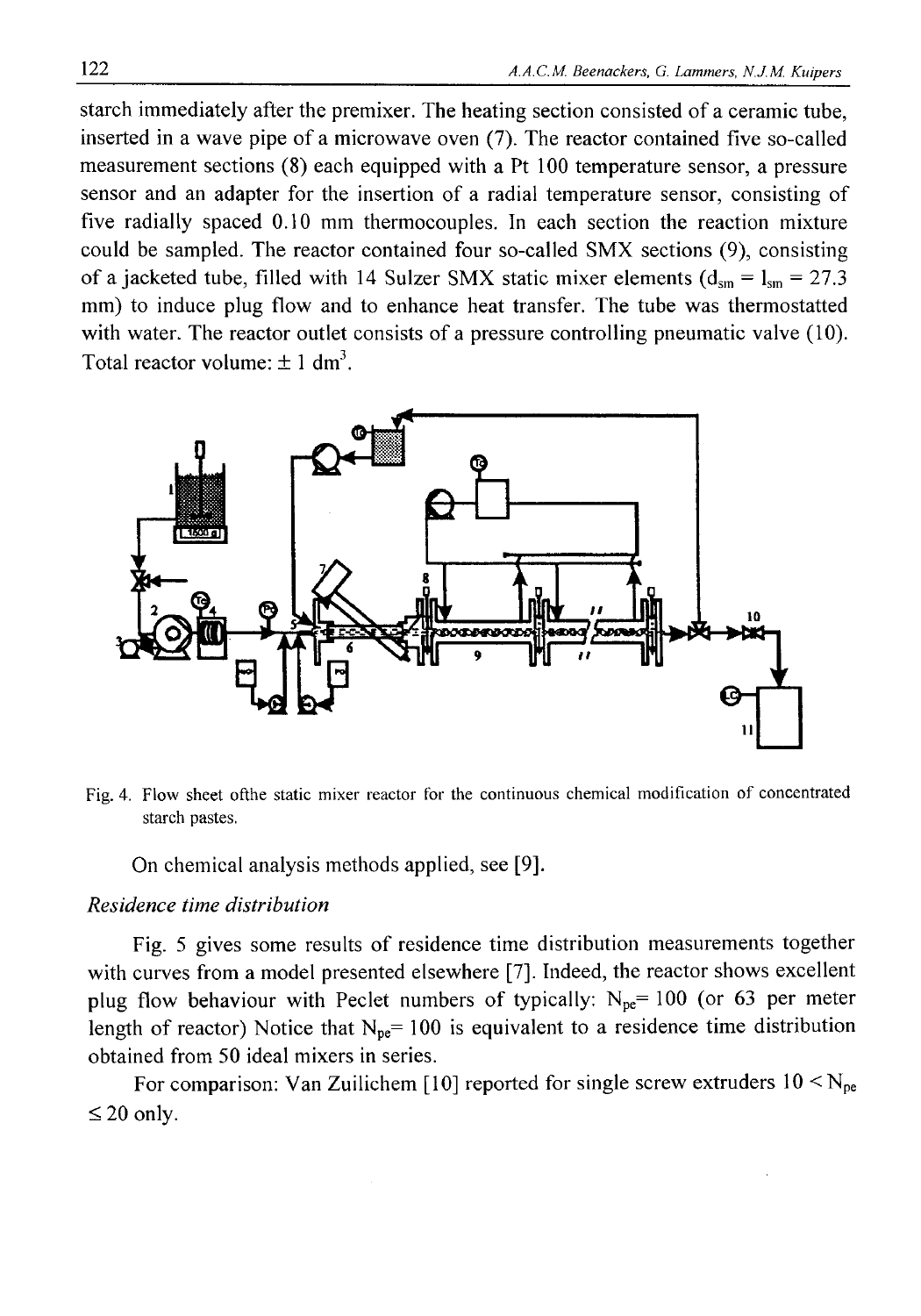starch immediately after the premixer. The heating section consisted of a ceramic tube, inserted in a wave pipe of a microwave oven (7). The reactor contained five so-called measurement sections (8) each equipped with a Pt 100 temperature sensor, a pressure sensor and an adapter for the insertion of a radial temperature sensor, consisting of five radially spaced 0.10 mm thermocouples. In each section the reaction mixture could be sampled. The reactor contained four so-called SMX sections (9), consisting of a jacketed tube, filled with 14 Sulzer SMX static mixer elements ($d_{sm} = l_{sm} = 27.3$ mm) to induce plug flow and to enhance heat transfer. The tube was thermostatted with water. The reactor outlet consists of a pressure controlling pneumatic valve (10). Total reactor volume: ± 1 $dm^3$.

Fig. 4. Flow sheet ofthe static mixer reactor for the continuous chemical modification of concentrated starch pastes.

On chemical analysis methods applied, see [9].

*Residence time distribution*

Fig. 5 gives some results of residence time distribution measurements together with curves from a model presented elsewhere [7]. Indeed, the reactor shows excellent plug flow behaviour with Peclet numbers of typically: $N_{pe}= 100$ (or 63 per meter length of reactor) Notice that $N_{pe}= 100$ is equivalent to a residence time distribution obtained from 50 ideal mixers in series.

For comparison: Van Zuilichem [10] reported for single screw extruders $10 < N_{pe} \leq 20$ only.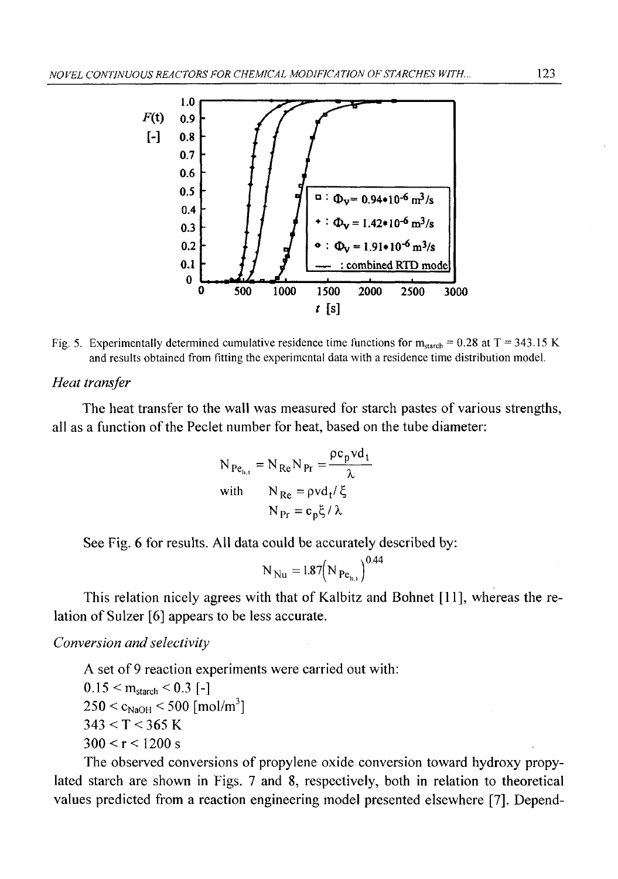Fig. 5. Experimentally determined cumulative residence time functions for $m_{starch} = 0.28$ at T = 343.15 K and results obtained from fitting the experimental data with a residence time distribution model.

*Heat transfer*

The heat transfer to the wall was measured for starch pastes of various strengths, all as a function of the Peclet number for heat, based on the tube diameter:

$$N_{Pe_{h,t}} = N_{Re} N_{Pr} = \frac{\rho c_p v d_t}{\lambda}$$

$$\text{with} \quad N_{Re} = \rho v d_t / \xi$$

$$N_{Pr} = c_p \xi / \lambda$$

See Fig. 6 for results. All data could be accurately described by:

$$N_{Nu} = 1.87 \left( N_{Pe_{h,t}} \right)^{0.44}$$

This relation nicely agrees with that of Kalbitz and Bohnet [11], whereas the relation of Sulzer [6] appears to be less accurate.

*Conversion and selectivity*

A set of 9 reaction experiments were carried out with:

$0.15 < m_{starch} < 0.3$ [-]

$250 < c_{NaOH} < 500$ [mol/m$^3$]

$343 < T < 365$ K

$300 < r < 1200$ s

The observed conversions of propylene oxide conversion toward hydroxy propylated starch are shown in Figs. 7 and 8, respectively, both in relation to theoretical values predicted from a reaction engineering model presented elsewhere [7]. Depend-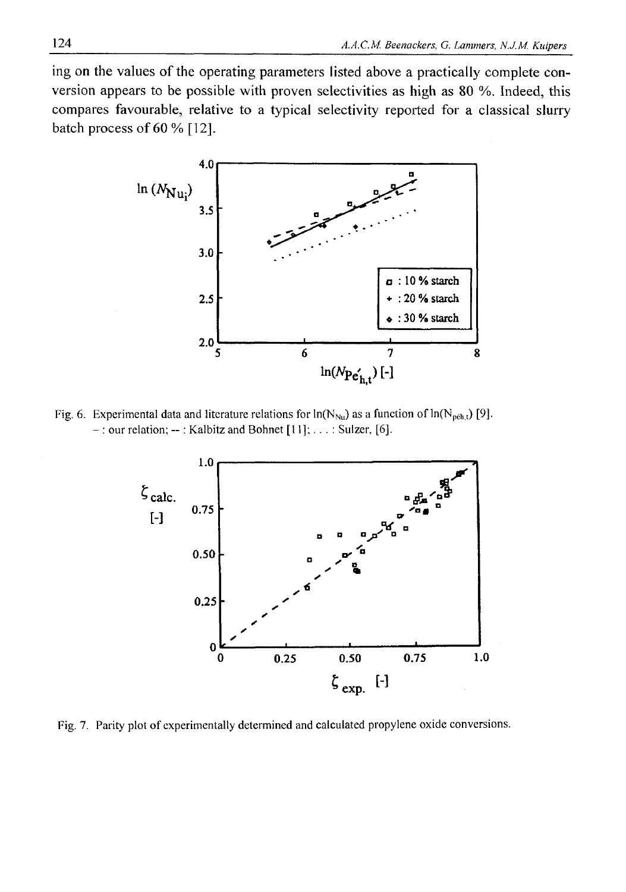ing on the values of the operating parameters listed above a practically complete conversion appears to be possible with proven selectivities as high as 80 %. Indeed, this compares favourable, relative to a typical selectivity reported for a classical slurry batch process of 60 % [12].

Fig. 6. Experimental data and literature relations for $\ln(N_{Nu})$ as a function of $\ln(N_{peh,t})$ [9]. – : our relation; -- : Kalbitz and Bohnet [11]; . . . . : Sulzer, [6].

Fig. 7. Parity plot of experimentally determined and calculated propylene oxide conversions.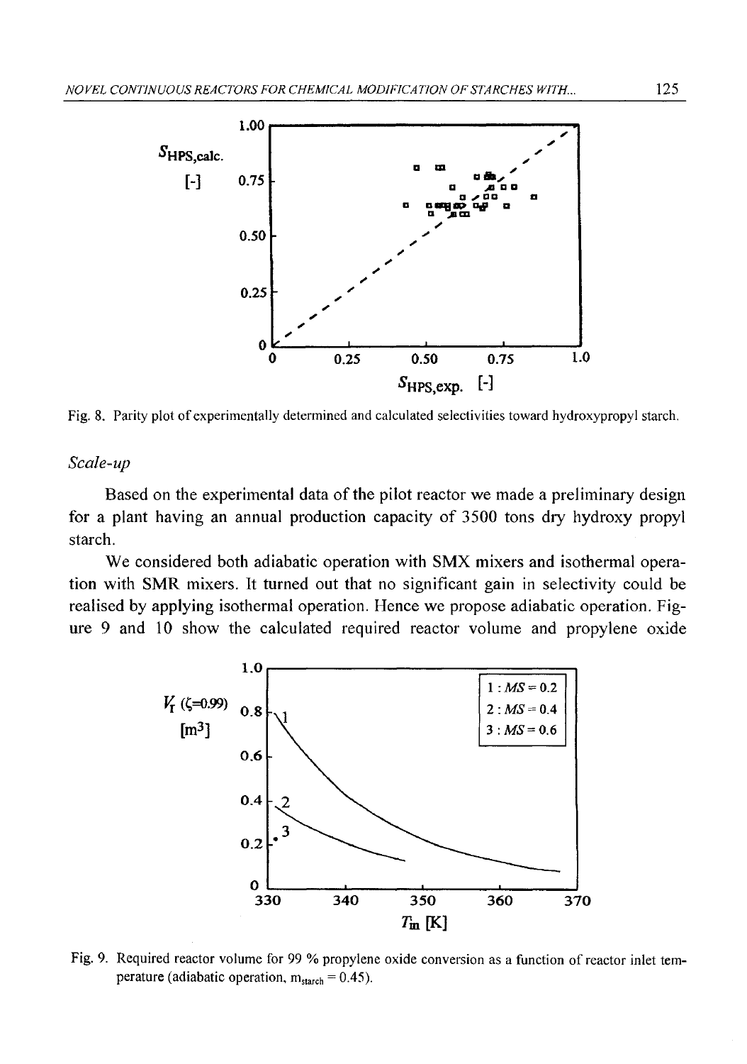Fig. 8. Parity plot of experimentally determined and calculated selectivities toward hydroxypropyl starch.

*Scale-up*

Based on the experimental data of the pilot reactor we made a preliminary design for a plant having an annual production capacity of 3500 tons dry hydroxy propyl starch.

We considered both adiabatic operation with SMX mixers and isothermal operation with SMR mixers. It turned out that no significant gain in selectivity could be realised by applying isothermal operation. Hence we propose adiabatic operation. Figure 9 and 10 show the calculated required reactor volume and propylene oxide

Fig. 9. Required reactor volume for 99 % propylene oxide conversion as a function of reactor inlet temperature (adiabatic operation, $m_{starch} = 0.45$).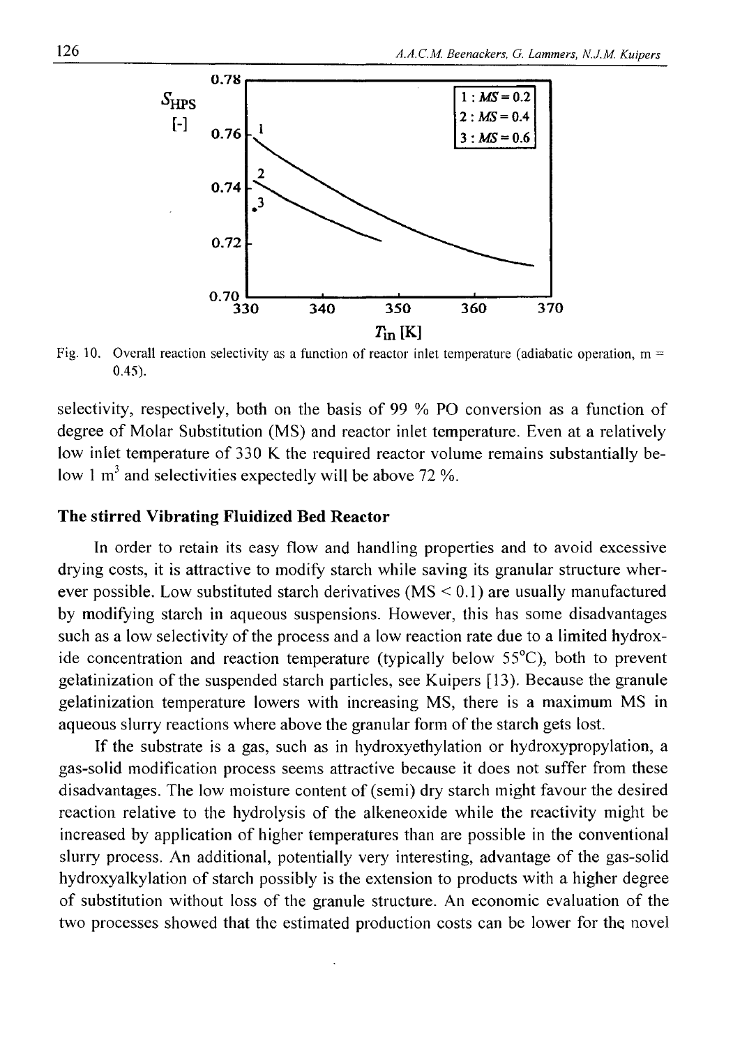Fig. 10. Overall reaction selectivity as a function of reactor inlet temperature (adiabatic operation, m = 0.45).

selectivity, respectively, both on the basis of 99 % PO conversion as a function of degree of Molar Substitution (MS) and reactor inlet temperature. Even at a relatively low inlet temperature of 330 K the required reactor volume remains substantially below 1 $m^3$ and selectivities expectedly will be above 72 %.

### The stirred Vibrating Fluidized Bed Reactor

In order to retain its easy flow and handling properties and to avoid excessive drying costs, it is attractive to modify starch while saving its granular structure wherever possible. Low substituted starch derivatives (MS < 0.1) are usually manufactured by modifying starch in aqueous suspensions. However, this has some disadvantages such as a low selectivity of the process and a low reaction rate due to a limited hydroxide concentration and reaction temperature (typically below 55°C), both to prevent gelatinization of the suspended starch particles, see Kuipers [13]. Because the granule gelatinization temperature lowers with increasing MS, there is a maximum MS in aqueous slurry reactions where above the granular form of the starch gets lost.

If the substrate is a gas, such as in hydroxyethylation or hydroxypropylation, a gas-solid modification process seems attractive because it does not suffer from these disadvantages. The low moisture content of (semi) dry starch might favour the desired reaction relative to the hydrolysis of the alkeneoxide while the reactivity might be increased by application of higher temperatures than are possible in the conventional slurry process. An additional, potentially very interesting, advantage of the gas-solid hydroxyalkylation of starch possibly is the extension to products with a higher degree of substitution without loss of the granule structure. An economic evaluation of the two processes showed that the estimated production costs can be lower for the novel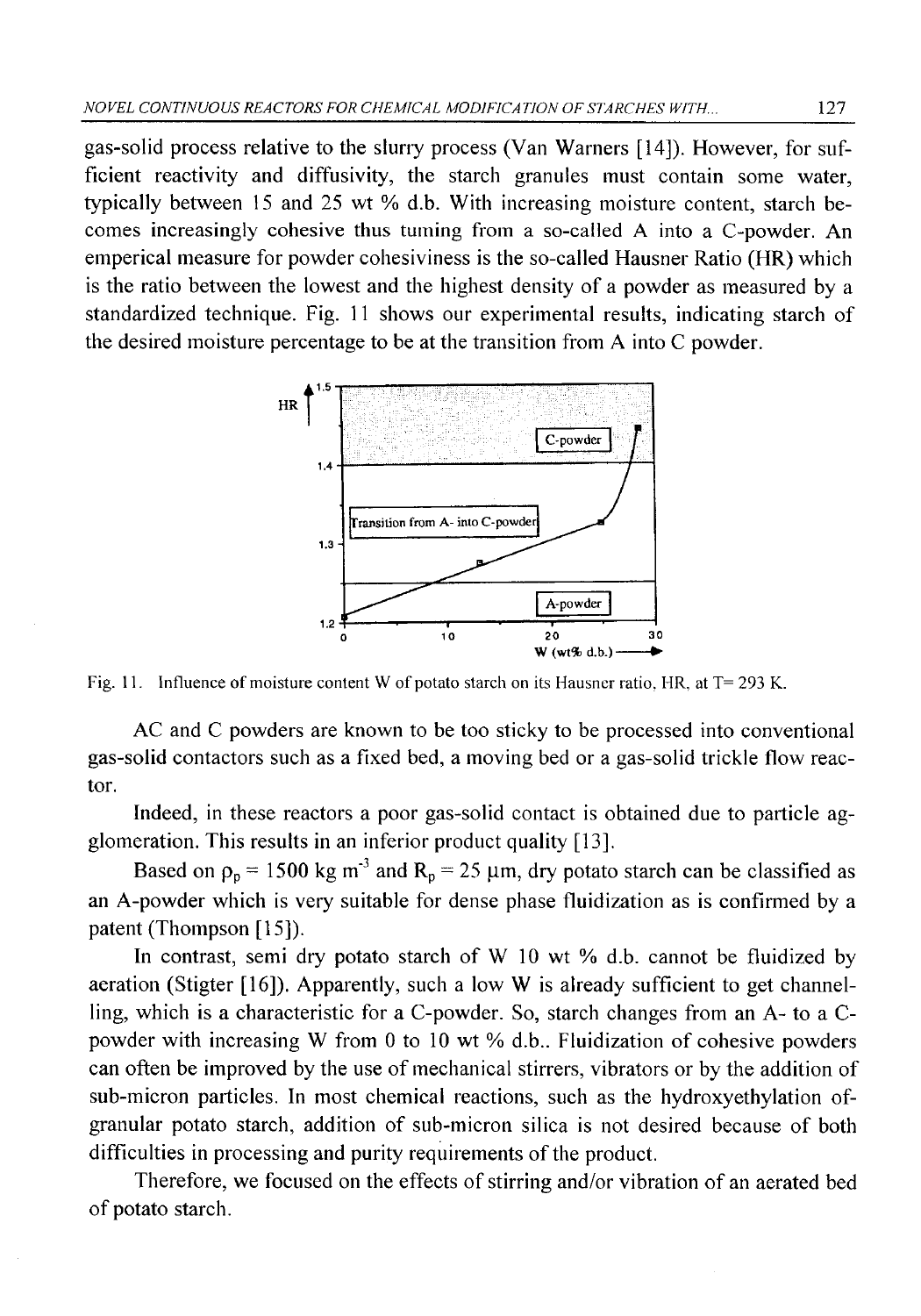gas-solid process relative to the slurry process (Van Warners [14]). However, for sufficient reactivity and diffusivity, the starch granules must contain some water, typically between 15 and 25 wt % d.b. With increasing moisture content, starch becomes increasingly cohesive thus turning from a so-called A into a C-powder. An emperical measure for powder cohesiviness is the so-called Hausner Ratio (HR) which is the ratio between the lowest and the highest density of a powder as measured by a standardized technique. Fig. 11 shows our experimental results, indicating starch of the desired moisture percentage to be at the transition from A into C powder.

Fig. 11. Influence of moisture content W of potato starch on its Hausner ratio, HR, at T= 293 K.

AC and C powders are known to be too sticky to be processed into conventional gas-solid contactors such as a fixed bed, a moving bed or a gas-solid trickle flow reactor.

Indeed, in these reactors a poor gas-solid contact is obtained due to particle agglomeration. This results in an inferior product quality [13].

Based on $\rho_p = 1500$ kg m$^{-3}$ and $R_p = 25$ μm, dry potato starch can be classified as an A-powder which is very suitable for dense phase fluidization as is confirmed by a patent (Thompson [15]).

In contrast, semi dry potato starch of W 10 wt % d.b. cannot be fluidized by aeration (Stigter [16]). Apparently, such a low W is already sufficient to get channelling, which is a characteristic for a C-powder. So, starch changes from an A- to a C-powder with increasing W from 0 to 10 wt % d.b.. Fluidization of cohesive powders can often be improved by the use of mechanical stirrers, vibrators or by the addition of sub-micron particles. In most chemical reactions, such as the hydroxyethylation ofgranular potato starch, addition of sub-micron silica is not desired because of both difficulties in processing and purity requirements of the product.

Therefore, we focused on the effects of stirring and/or vibration of an aerated bed of potato starch.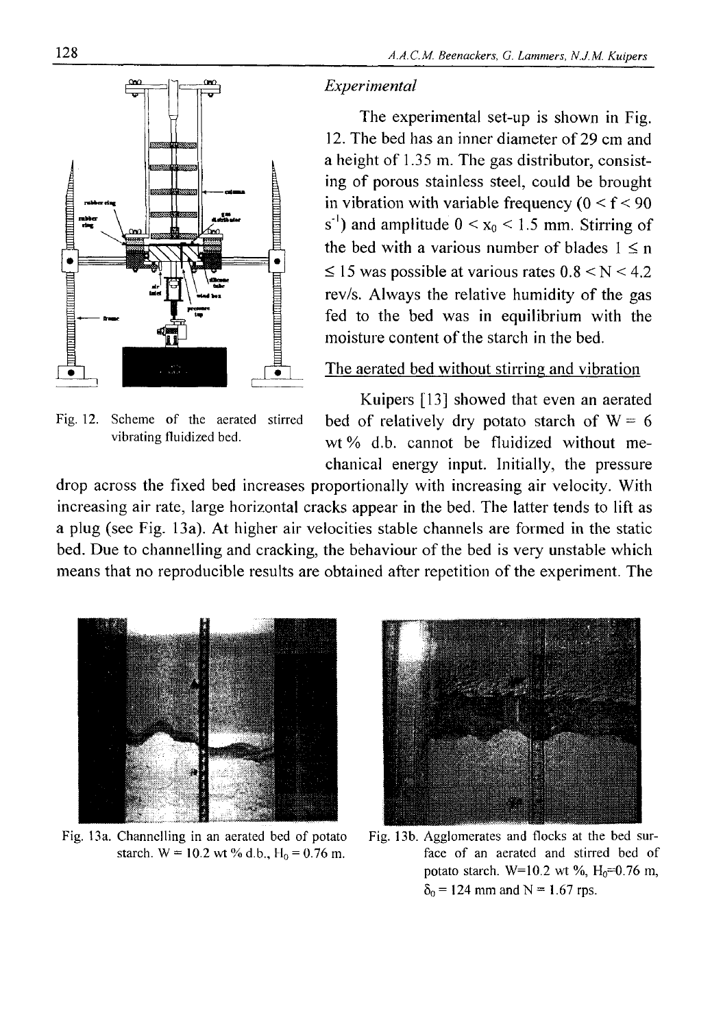### Experimental

The experimental set-up is shown in Fig. 12. The bed has an inner diameter of 29 cm and a height of 1.35 m. The gas distributor, consisting of porous stainless steel, could be brought in vibration with variable frequency ($0 < f < 90$ $s^{-1}$) and amplitude $0 < x_0 < 1.5$ mm. Stirring of the bed with a various number of blades $1 \leq n \leq 15$ was possible at various rates $0.8 < N < 4.2$ rev/s. Always the relative humidity of the gas fed to the bed was in equilibrium with the moisture content of the starch in the bed.

Fig. 12. Scheme of the aerated stirred vibrating fluidized bed.

#### The aerated bed without stirring and vibration

Kuipers [13] showed that even an aerated bed of relatively dry potato starch of W = 6 wt% d.b. cannot be fluidized without mechanical energy input. Initially, the pressure drop across the fixed bed increases proportionally with increasing air velocity. With increasing air rate, large horizontal cracks appear in the bed. The latter tends to lift as a plug (see Fig. 13a). At higher air velocities stable channels are formed in the static bed. Due to channelling and cracking, the behaviour of the bed is very unstable which means that no reproducible results are obtained after repetition of the experiment. The

Fig. 13a. Channelling in an aerated bed of potato starch. W = 10.2 wt % d.b., $H_0$ = 0.76 m.

Fig. 13b. Agglomerates and flocks at the bed surface of an aerated and stirred bed of potato starch. W=10.2 wt %, $H_0$=0.76 m, $\delta_0$ = 124 mm and N = 1.67 rps.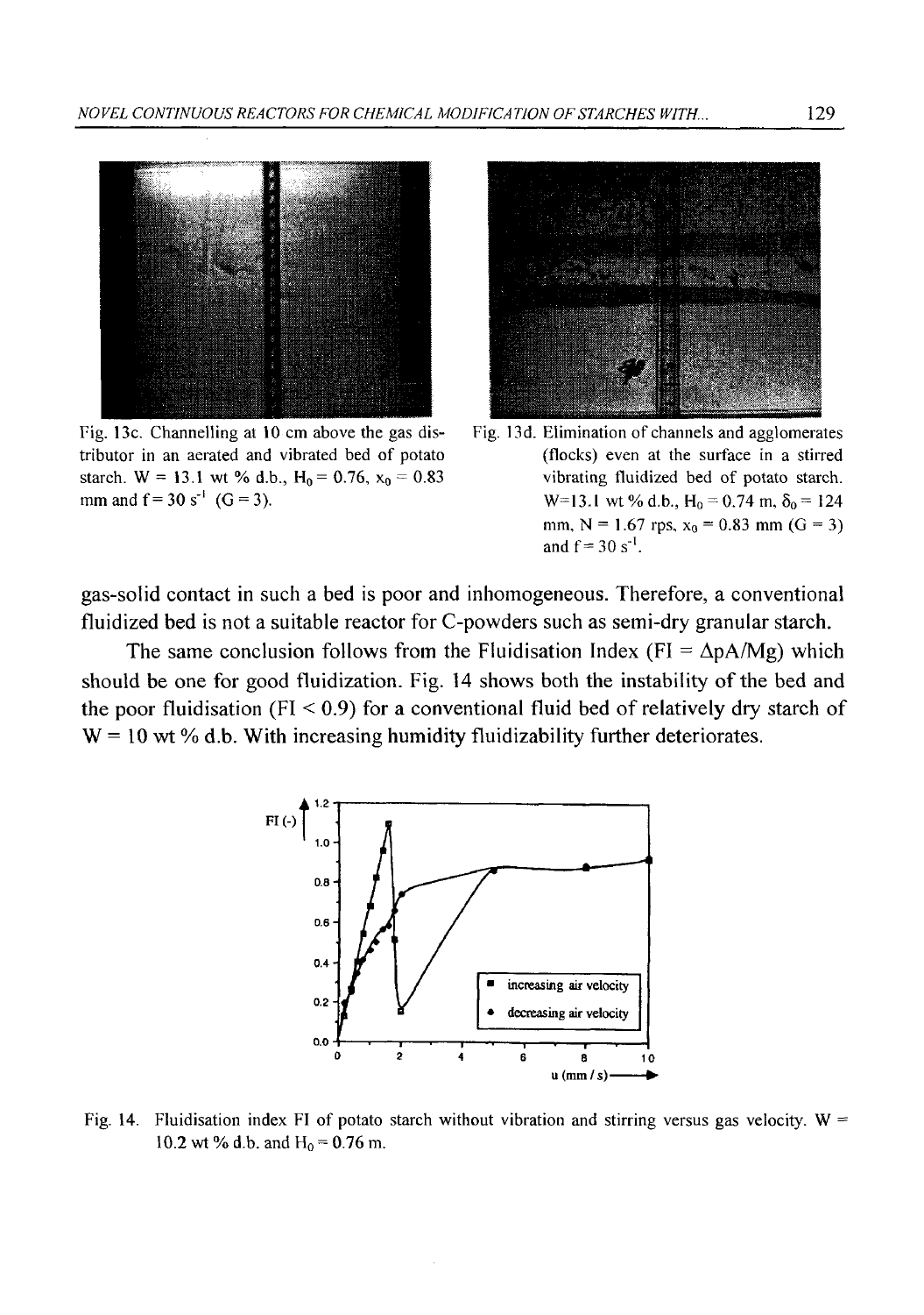Fig. 13c. Channelling at 10 cm above the gas distributor in an aerated and vibrated bed of potato starch. W = 13.1 wt % d.b., $H_0$ = 0.76, $x_0$ = 0.83 mm and f = 30 $s^{-1}$ (G = 3).

Fig. 13d. Elimination of channels and agglomerates (flocks) even at the surface in a stirred vibrating fluidized bed of potato starch. W=13.1 wt % d.b., $H_0$ = 0.74 m, $\delta_0$ = 124 mm, N = 1.67 rps, $x_0$ = 0.83 mm (G = 3) and f = 30 $s^{-1}$.

gas-solid contact in such a bed is poor and inhomogeneous. Therefore, a conventional fluidized bed is not a suitable reactor for C-powders such as semi-dry granular starch.

The same conclusion follows from the Fluidisation Index (FI = $\Delta$pA/Mg) which should be one for good fluidization. Fig. 14 shows both the instability of the bed and the poor fluidisation (FI < 0.9) for a conventional fluid bed of relatively dry starch of W = 10 wt % d.b. With increasing humidity fluidizability further deteriorates.

Fig. 14. Fluidisation index FI of potato starch without vibration and stirring versus gas velocity. W = 10.2 wt % d.b. and $H_0$ = 0.76 m.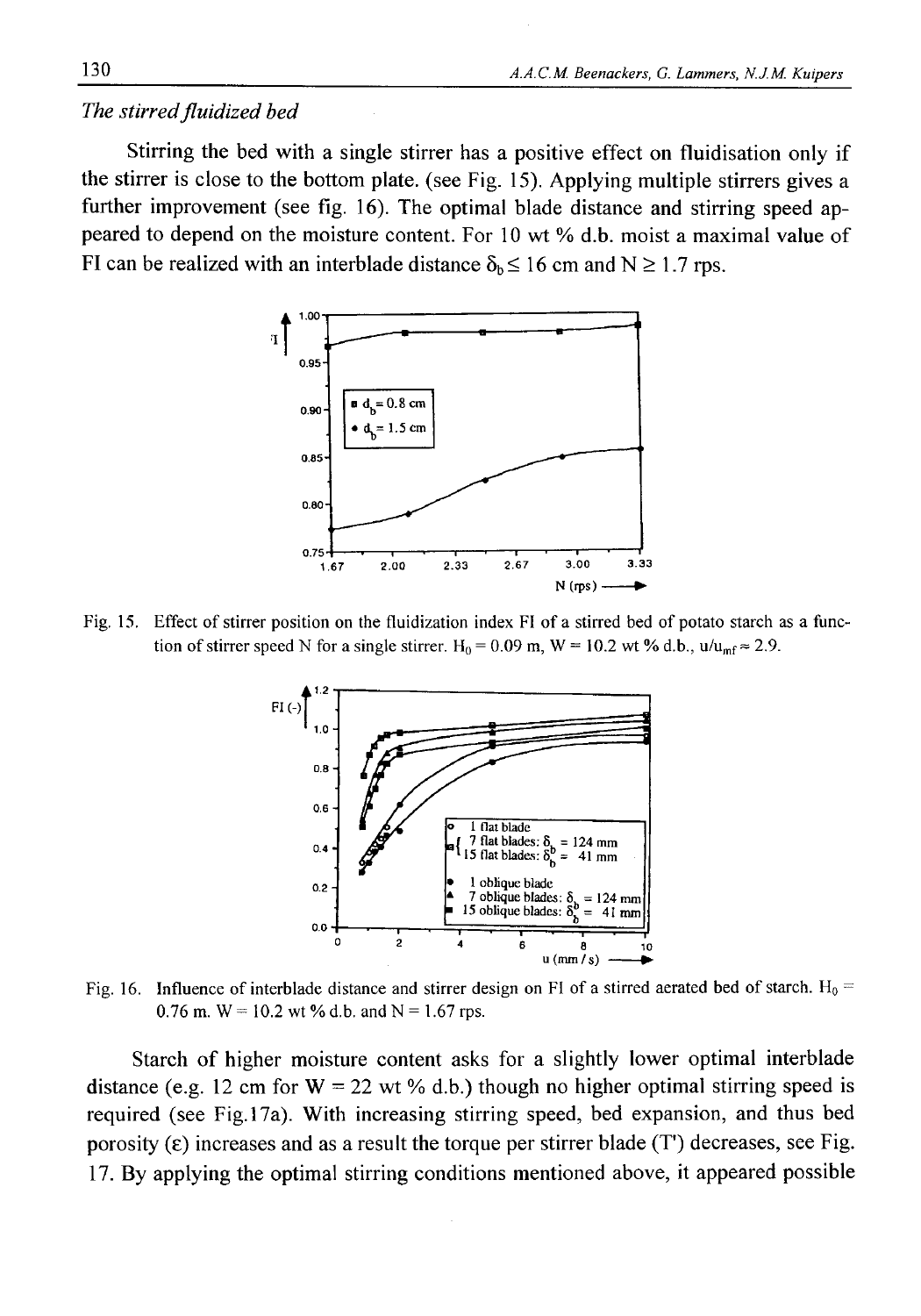*The stirred fluidized bed*

Stirring the bed with a single stirrer has a positive effect on fluidisation only if the stirrer is close to the bottom plate. (see Fig. 15). Applying multiple stirrers gives a further improvement (see fig. 16). The optimal blade distance and stirring speed appeared to depend on the moisture content. For 10 wt % d.b. moist a maximal value of FI can be realized with an interblade distance $\delta_b \leq 16$ cm and $N \geq 1.7$ rps.

Fig. 15. Effect of stirrer position on the fluidization index FI of a stirred bed of potato starch as a function of stirrer speed N for a single stirrer. $H_0 = 0.09$ m, W = 10.2 wt % d.b., $u/u_{mf} \approx 2.9$.

Fig. 16. Influence of interblade distance and stirrer design on FI of a stirred aerated bed of starch. $H_0 = 0.76$ m. W = 10.2 wt % d.b. and N = 1.67 rps.

Starch of higher moisture content asks for a slightly lower optimal interblade distance (e.g. 12 cm for W = 22 wt % d.b.) though no higher optimal stirring speed is required (see Fig.17a). With increasing stirring speed, bed expansion, and thus bed porosity ($\varepsilon$) increases and as a result the torque per stirrer blade (T') decreases, see Fig. 17. By applying the optimal stirring conditions mentioned above, it appeared possible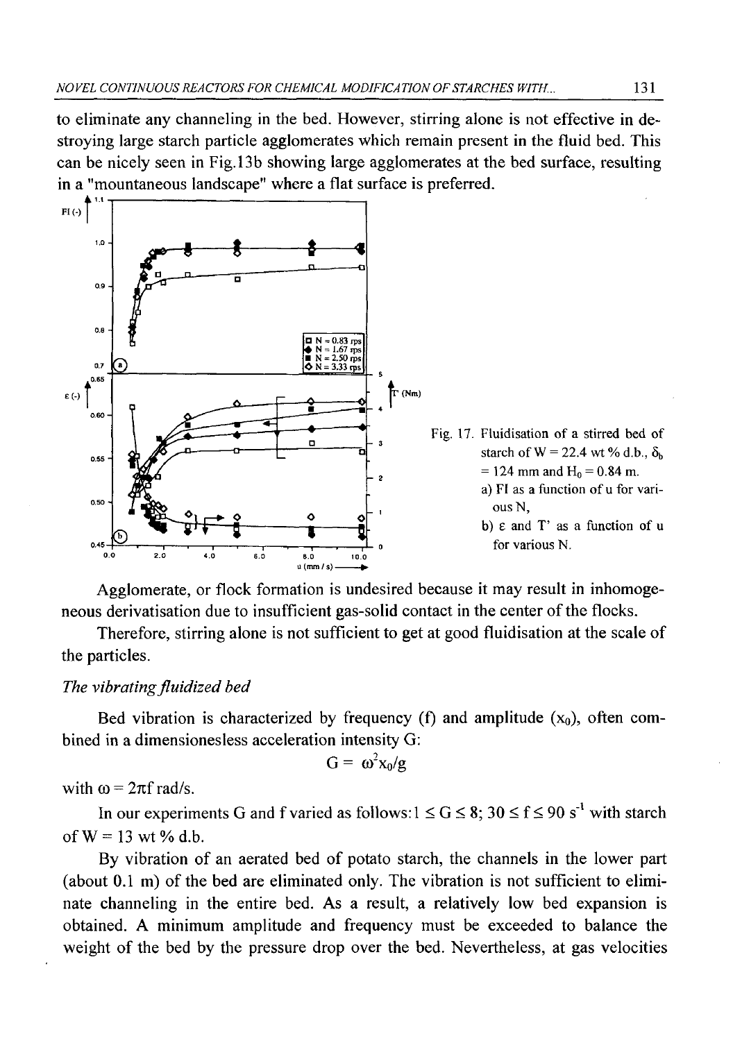to eliminate any channeling in the bed. However, stirring alone is not effective in destroying large starch particle agglomerates which remain present in the fluid bed. This can be nicely seen in Fig.13b showing large agglomerates at the bed surface, resulting in a "mountaneous landscape" where a flat surface is preferred.

Fig. 17. Fluidisation of a stirred bed of starch of W = 22.4 wt % d.b., $\delta_b$ = 124 mm and $H_0$ = 0.84 m.
a) FI as a function of u for various N,
b) $\varepsilon$ and T' as a function of u for various N.

Agglomerate, or flock formation is undesired because it may result in inhomogeneous derivatisation due to insufficient gas-solid contact in the center of the flocks.

Therefore, stirring alone is not sufficient to get at good fluidisation at the scale of the particles.

### *The vibrating fluidized bed*

Bed vibration is characterized by frequency (f) and amplitude ($x_0$), often combined in a dimensionesless acceleration intensity G:

$$G = \omega^2 x_0 / g$$

with $\omega = 2\pi f$ rad/s.

In our experiments G and f varied as follows: $1 \leq G \leq 8$; $30 \leq f \leq 90$ $s^{-1}$ with starch of W = 13 wt % d.b.

By vibration of an aerated bed of potato starch, the channels in the lower part (about 0.1 m) of the bed are eliminated only. The vibration is not sufficient to eliminate channeling in the entire bed. As a result, a relatively low bed expansion is obtained. A minimum amplitude and frequency must be exceeded to balance the weight of the bed by the pressure drop over the bed. Nevertheless, at gas velocities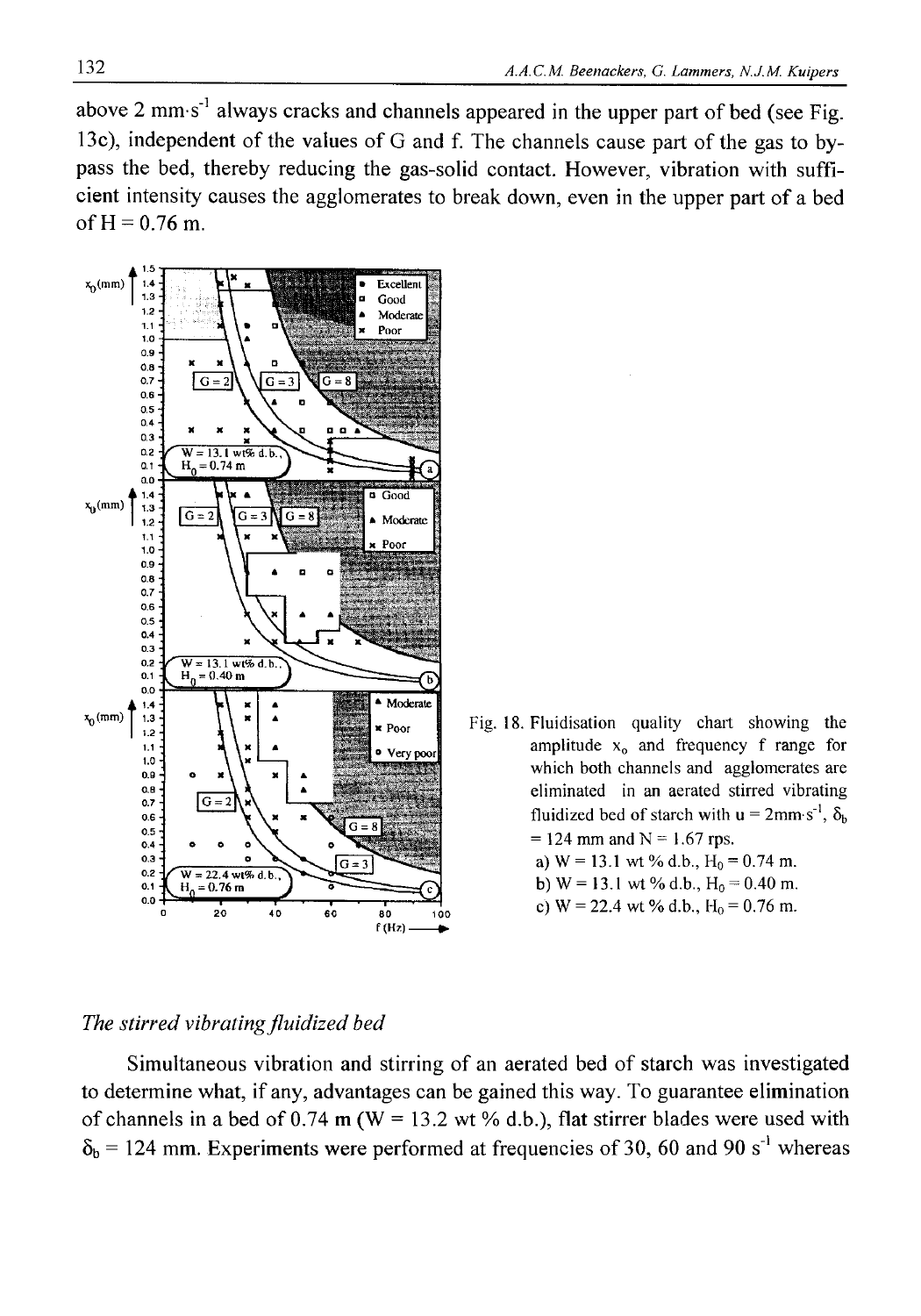above 2 mm·s$^{-1}$ always cracks and channels appeared in the upper part of bed (see Fig. 13c), independent of the values of G and f. The channels cause part of the gas to by-pass the bed, thereby reducing the gas-solid contact. However, vibration with sufficient intensity causes the agglomerates to break down, even in the upper part of a bed of H = 0.76 m.

Fig. 18. Fluidisation quality chart showing the amplitude $x_0$ and frequency f range for which both channels and agglomerates are eliminated in an aerated stirred vibrating fluidized bed of starch with u = 2mm·s$^{-1}$, $\delta_b$ = 124 mm and N = 1.67 rps.
a) W = 13.1 wt % d.b., $H_0$ = 0.74 m.
b) W = 13.1 wt % d.b., $H_0$ = 0.40 m.
c) W = 22.4 wt % d.b., $H_0$ = 0.76 m.

### *The stirred vibrating fluidized bed*

Simultaneous vibration and stirring of an aerated bed of starch was investigated to determine what, if any, advantages can be gained this way. To guarantee elimination of channels in a bed of 0.74 m (W = 13.2 wt % d.b.), flat stirrer blades were used with $\delta_b$ = 124 mm. Experiments were performed at frequencies of 30, 60 and 90 s$^{-1}$ whereas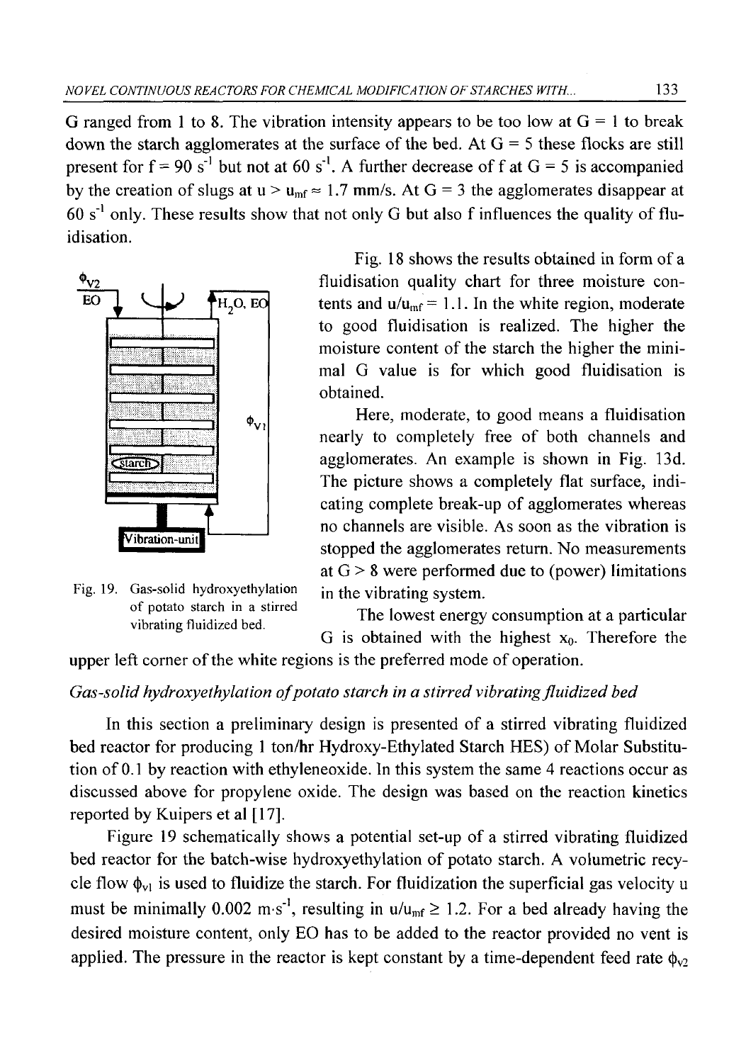G ranged from 1 to 8. The vibration intensity appears to be too low at G = 1 to break down the starch agglomerates at the surface of the bed. At G = 5 these flocks are still present for f = 90 $s^{-1}$ but not at 60 $s^{-1}$. A further decrease of f at G = 5 is accompanied by the creation of slugs at $u > u_{mf} \approx 1.7$ mm/s. At G = 3 the agglomerates disappear at 60 $s^{-1}$ only. These results show that not only G but also f influences the quality of fluidisation.

Fig. 18 shows the results obtained in form of a fluidisation quality chart for three moisture contents and $u/u_{mf} = 1.1$. In the white region, moderate to good fluidisation is realized. The higher the moisture content of the starch the higher the minimal G value is for which good fluidisation is obtained.

Here, moderate, to good means a fluidisation nearly to completely free of both channels and agglomerates. An example is shown in Fig. 13d. The picture shows a completely flat surface, indicating complete break-up of agglomerates whereas no channels are visible. As soon as the vibration is stopped the agglomerates return. No measurements at G > 8 were performed due to (power) limitations in the vibrating system.

The lowest energy consumption at a particular G is obtained with the highest $x_0$. Therefore the upper left corner of the white regions is the preferred mode of operation.

Fig. 19. Gas-solid hydroxyethylation of potato starch in a stirred vibrating fluidized bed.

*Gas-solid hydroxyethylation of potato starch in a stirred vibrating fluidized bed*

In this section a preliminary design is presented of a stirred vibrating fluidized bed reactor for producing 1 ton/hr Hydroxy-Ethylated Starch HES) of Molar Substitution of 0.1 by reaction with ethyleneoxide. In this system the same 4 reactions occur as discussed above for propylene oxide. The design was based on the reaction kinetics reported by Kuipers et al [17].

Figure 19 schematically shows a potential set-up of a stirred vibrating fluidized bed reactor for the batch-wise hydroxyethylation of potato starch. A volumetric recycle flow $\phi_{v1}$ is used to fluidize the starch. For fluidization the superficial gas velocity u must be minimally 0.002 $m \cdot s^{-1}$, resulting in $u/u_{mf} \geq 1.2$. For a bed already having the desired moisture content, only EO has to be added to the reactor provided no vent is applied. The pressure in the reactor is kept constant by a time-dependent feed rate $\phi_{v2}$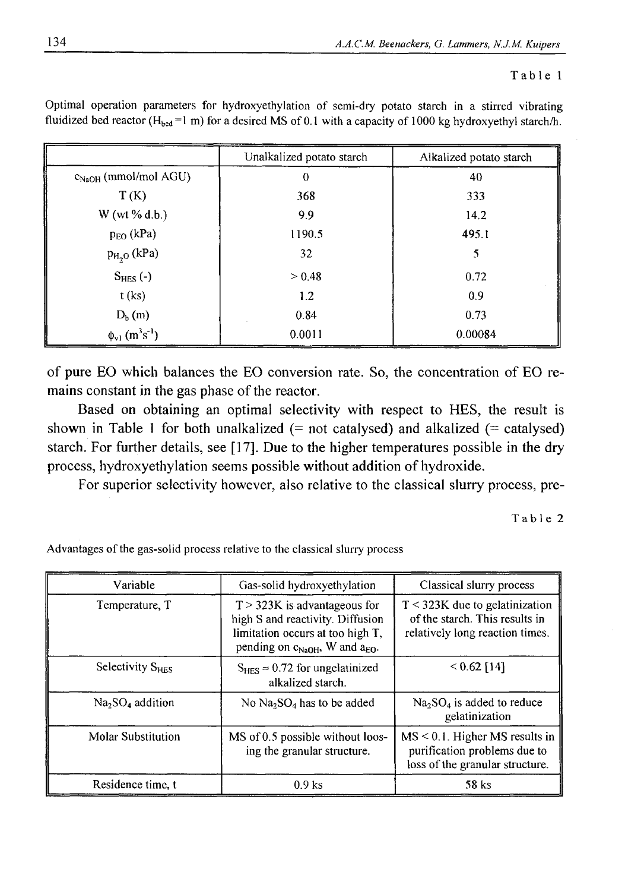Table 1

Optimal operation parameters for hydroxyethylation of semi-dry potato starch in a stirred vibrating fluidized bed reactor ($H_{bed}$ = 1 m) for a desired MS of 0.1 with a capacity of 1000 kg hydroxyethyl starch/h.

| | Unalkalized potato starch | Alkalized potato starch |
|---|---|---|
| $c_{NaOH}$ (mmol/mol AGU) | 0 | 40 |
| T (K) | 368 | 333 |
| W (wt % d.b.) | 9.9 | 14.2 |
| $p_{EO}$ (kPa) | 1190.5 | 495.1 |
| $p_{H_2O}$ (kPa) | 32 | 5 |
| $S_{HES}$ (-) | > 0.48 | 0.72 |
| t (ks) | 1.2 | 0.9 |
| $D_b$ (m) | 0.84 | 0.73 |
| $\phi_{v1}$ ($m^3s^{-1}$) | 0.0011 | 0.00084 |

of pure EO which balances the EO conversion rate. So, the concentration of EO remains constant in the gas phase of the reactor.

Based on obtaining an optimal selectivity with respect to HES, the result is shown in Table 1 for both unalkalized (= not catalysed) and alkalized (= catalysed) starch. For further details, see [17]. Due to the higher temperatures possible in the dry process, hydroxyethylation seems possible without addition of hydroxide.

For superior selectivity however, also relative to the classical slurry process, pre-

Table 2

Advantages of the gas-solid process relative to the classical slurry process

| Variable | Gas-solid hydroxyethylation | Classical slurry process |
|---|---|---|
| Temperature, T | T > 323K is advantageous for high S and reactivity. Diffusion limitation occurs at too high T, pending on $c_{NaOH}$, W and $a_{EO}$. | T < 323K due to gelatinization of the starch. This results in relatively long reaction times. |
| Selectivity $S_{HES}$ | $S_{HES} \approx 0.72$ for ungelatinized alkalized starch. | < 0.62 [14] |
| $Na_2SO_4$ addition | No $Na_2SO_4$ has to be added | $Na_2SO_4$ is added to reduce gelatinization |
| Molar Substitution | MS of 0.5 possible without loosing the granular structure. | MS < 0.1. Higher MS results in purification problems due to loss of the granular structure. |
| Residence time, t | 0.9 ks | 58 ks |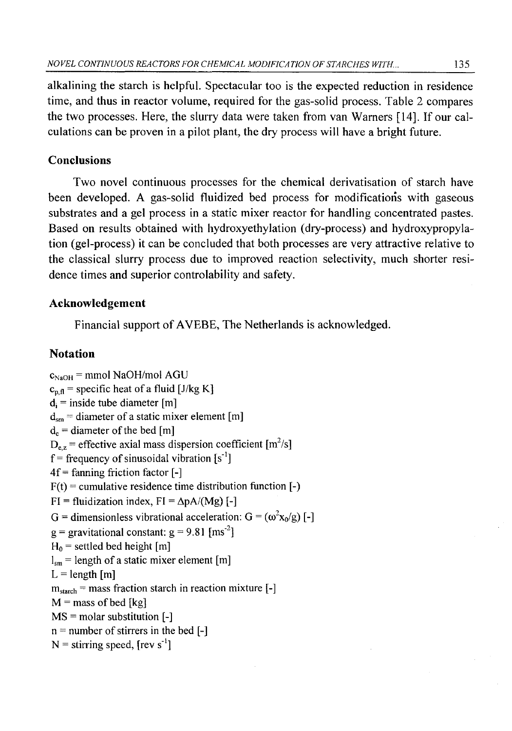alkalining the starch is helpful. Spectacular too is the expected reduction in residence time, and thus in reactor volume, required for the gas-solid process. Table 2 compares the two processes. Here, the slurry data were taken from van Warners [14]. If our calculations can be proven in a pilot plant, the dry process will have a bright future.

## Conclusions

Two novel continuous processes for the chemical derivatisation of starch have been developed. A gas-solid fluidized bed process for modifications with gaseous substrates and a gel process in a static mixer reactor for handling concentrated pastes. Based on results obtained with hydroxyethylation (dry-process) and hydroxypropylation (gel-process) it can be concluded that both processes are very attractive relative to the classical slurry process due to improved reaction selectivity, much shorter residence times and superior controlability and safety.

## Acknowledgement

Financial support of AVEBE, The Netherlands is acknowledged.

## Notation

$c_{NaOH}$ = mmol NaOH/mol AGU
$c_{p,fl}$ = specific heat of a fluid [J/kg K]
$d_i$ = inside tube diameter [m]
$d_{sm}$ = diameter of a static mixer element [m]
$d_e$ = diameter of the bed [m]
$D_{e,z}$ = effective axial mass dispersion coefficient [$m^2/s$]
f = frequency of sinusoidal vibration [$s^{-1}$]
4f = fanning friction factor [-]
F(t) = cumulative residence time distribution function [-)
FI = fluidization index, FI = $\Delta pA/(Mg)$ [-]
G = dimensionless vibrational acceleration: G = $(\omega^2 x_0/g)$ [-]
g = gravitational constant: g = 9.81 [$ms^{-2}$]
$H_0$ = settled bed height [m]
$l_{sm}$ = length of a static mixer element [m]
L = length [m]
$m_{starch}$ = mass fraction starch in reaction mixture [-]
M = mass of bed [kg]
MS = molar substitution [-]
n = number of stirrers in the bed [-]
N = stirring speed, [rev $s^{-1}$]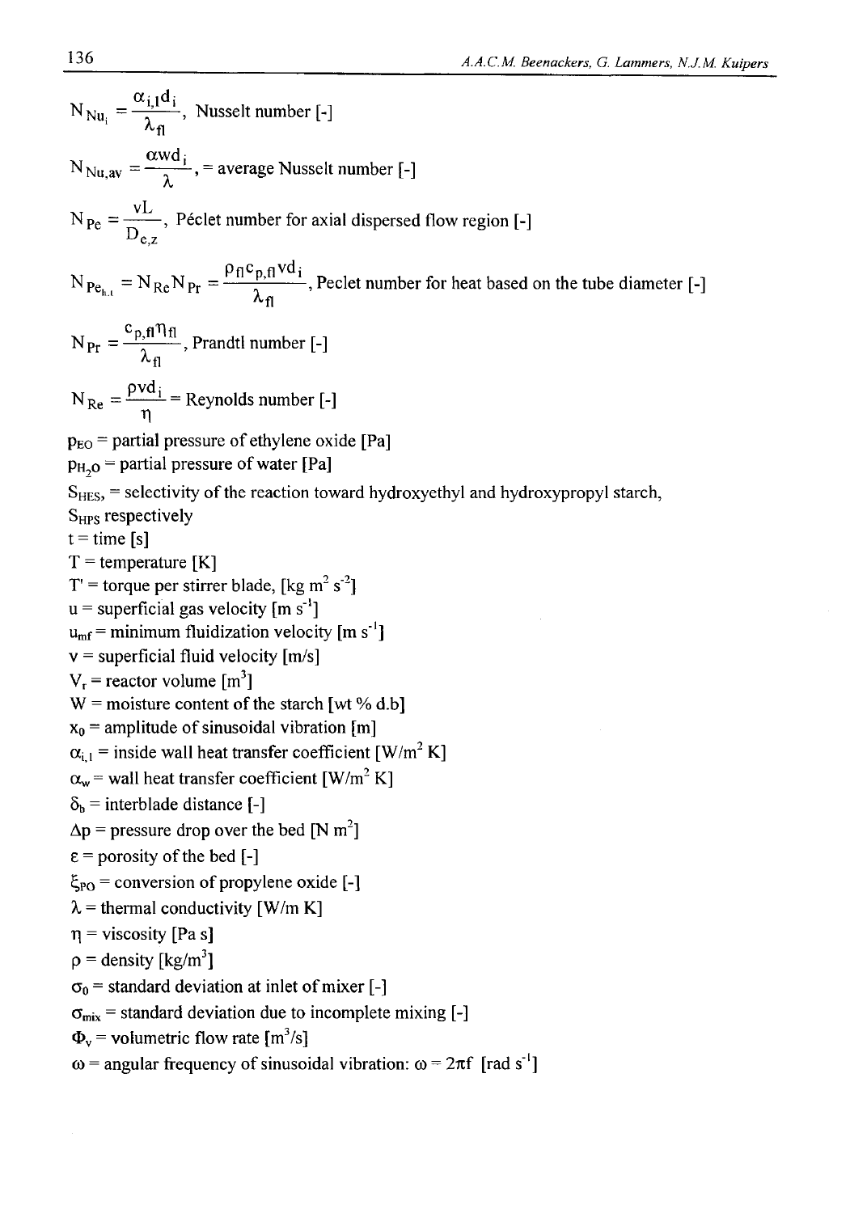$N_{Nu_i} = \frac{\alpha_{i,l} d_i}{\lambda_{fl}}$, Nusselt number [-]

$N_{Nu,av} = \frac{\alpha w d_i}{\lambda}$, = average Nusselt number [-]

$N_{Pe} = \frac{vL}{D_{e,z}}$, Péclet number for axial dispersed flow region [-]

$N_{Pe_{h,t}} = N_{Re} N_{Pr} = \frac{\rho_{fl} c_{p,fl} v d_i}{\lambda_{fl}}$, Peclet number for heat based on the tube diameter [-]

$N_{Pr} = \frac{c_{p,fl} \eta_{fl}}{\lambda_{fl}}$, Prandtl number [-]

$N_{Re} = \frac{\rho v d_i}{\eta}$ = Reynolds number [-]

$p_{EO}$ = partial pressure of ethylene oxide [Pa]

$p_{H_2O}$ = partial pressure of water [Pa]

$S_{HES}$, = selectivity of the reaction toward hydroxyethyl and hydroxypropyl starch,
$S_{HPS}$ respectively

t = time [s]

T = temperature [K]

T' = torque per stirrer blade, [kg $m^2$ $s^{-2}$]

u = superficial gas velocity [m $s^{-1}$]

$u_{mf}$ = minimum fluidization velocity [m $s^{-1}$]

v = superficial fluid velocity [m/s]

$V_r$ = reactor volume [$m^3$]

W = moisture content of the starch [wt % d.b]

$x_0$ = amplitude of sinusoidal vibration [m]

$\alpha_{i,l}$ = inside wall heat transfer coefficient [W/$m^2$ K]

$\alpha_w$ = wall heat transfer coefficient [W/$m^2$ K]

$\delta_b$ = interblade distance [-]

$\Delta p$ = pressure drop over the bed [N $m^2$]

$\varepsilon$ = porosity of the bed [-]

$\xi_{PO}$ = conversion of propylene oxide [-]

$\lambda$ = thermal conductivity [W/m K]

$\eta$ = viscosity [Pa s]

$\rho$ = density [kg/$m^3$]

$\sigma_0$ = standard deviation at inlet of mixer [-]

$\sigma_{mix}$ = standard deviation due to incomplete mixing [-]

$\Phi_v$ = volumetric flow rate [$m^3$/s]

$\omega$ = angular frequency of sinusoidal vibration: $\omega = 2\pi f$ [rad $s^{-1}$]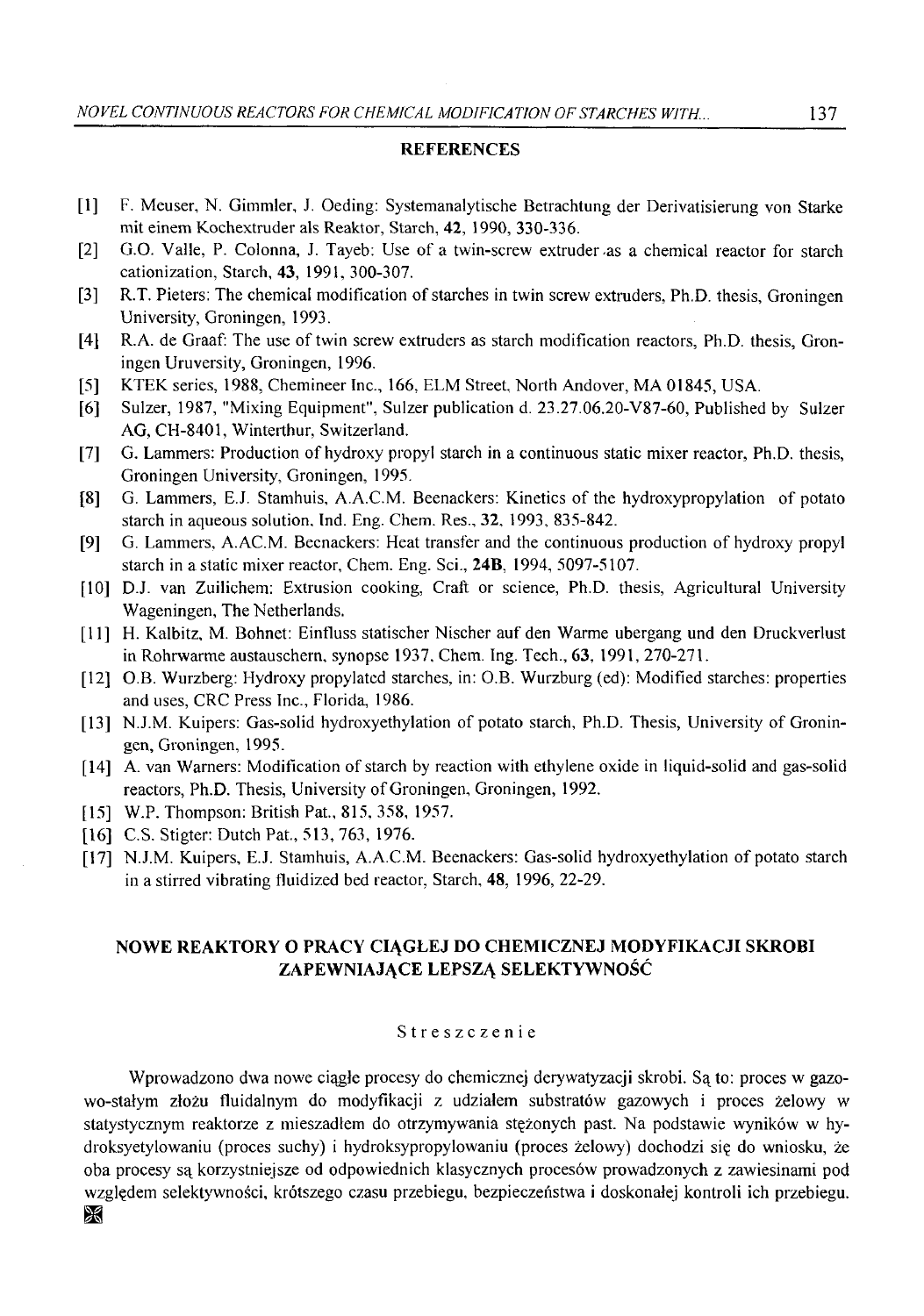## REFERENCES

[1] F. Meuser, N. Gimmler, J. Oeding: Systemanalytische Betrachtung der Derivatisierung von Starke mit einem Kochextruder als Reaktor, Starch, **42**, 1990, 330-336.

[2] G.O. Valle, P. Colonna, J. Tayeb: Use of a twin-screw extruder as a chemical reactor for starch cationization, Starch, **43**, 1991, 300-307.

[3] R.T. Pieters: The chemical modification of starches in twin screw extruders, Ph.D. thesis, Groningen University, Groningen, 1993.

[4] R.A. de Graaf: The use of twin screw extruders as starch modification reactors, Ph.D. thesis, Groningen Uruversity, Groningen, 1996.

[5] KTEK series, 1988, Chemineer Inc., 166, ELM Street, North Andover, MA 01845, USA.

[6] Sulzer, 1987, "Mixing Equipment", Sulzer publication d. 23.27.06.20-V87-60, Published by Sulzer AG, CH-8401, Winterthur, Switzerland.

[7] G. Lammers: Production of hydroxy propyl starch in a continuous static mixer reactor, Ph.D. thesis, Groningen University, Groningen, 1995.

[8] G. Lammers, E.J. Stamhuis, A.A.C.M. Beenackers: Kinetics of the hydroxypropylation of potato starch in aqueous solution, Ind. Eng. Chem. Res., **32**, 1993, 835-842.

[9] G. Lammers, A.AC.M. Beenackers: Heat transfer and the continuous production of hydroxy propyl starch in a static mixer reactor, Chem. Eng. Sci., **24B**, 1994, 5097-5107.

[10] D.J. van Zuilichem: Extrusion cooking, Craft or science, Ph.D. thesis, Agricultural University Wageningen, The Netherlands.

[11] H. Kalbitz, M. Bohnet: Einfluss statischer Nischer auf den Warme ubergang und den Druckverlust in Rohrwarme austauschern, synopse 1937, Chem. Ing. Tech., **63**, 1991, 270-271.

[12] O.B. Wurzberg: Hydroxy propylated starches, in: O.B. Wurzburg (ed): Modified starches: properties and uses, CRC Press Inc., Florida, 1986.

[13] N.J.M. Kuipers: Gas-solid hydroxyethylation of potato starch, Ph.D. Thesis, University of Groningen, Groningen, 1995.

[14] A. van Warners: Modification of starch by reaction with ethylene oxide in liquid-solid and gas-solid reactors, Ph.D. Thesis, University of Groningen, Groningen, 1992.

[15] W.P. Thompson: British Pat., 815, 358, 1957.

[16] C.S. Stigter: Dutch Pat., 513, 763, 1976.

[17] N.J.M. Kuipers, E.J. Stamhuis, A.A.C.M. Beenackers: Gas-solid hydroxyethylation of potato starch in a stirred vibrating fluidized bed reactor, Starch, **48**, 1996, 22-29.

## NOWE REAKTORY O PRACY CIĄGŁEJ DO CHEMICZNEJ MODYFIKACJI SKROBI ZAPEWNIAJĄCE LEPSZĄ SELEKTYWNOŚĆ

### Streszczenie

Wprowadzono dwa nowe ciągłe procesy do chemicznej derywatyzacji skrobi. Są to: proces w gazowo-stałym złożu fluidalnym do modyfikacji z udziałem substratów gazowych i proces żelowy w statystycznym reaktorze z mieszadłem do otrzymywania stężonych past. Na podstawie wyników w hydroksyetylowaniu (proces suchy) i hydroksypropylowaniu (proces żelowy) dochodzi się do wniosku, że oba procesy są korzystniejsze od odpowiednich klasycznych procesów prowadzonych z zawiesinami pod względem selektywności, krótszego czasu przebiegu, bezpieczeństwa i doskonałej kontroli ich przebiegu.